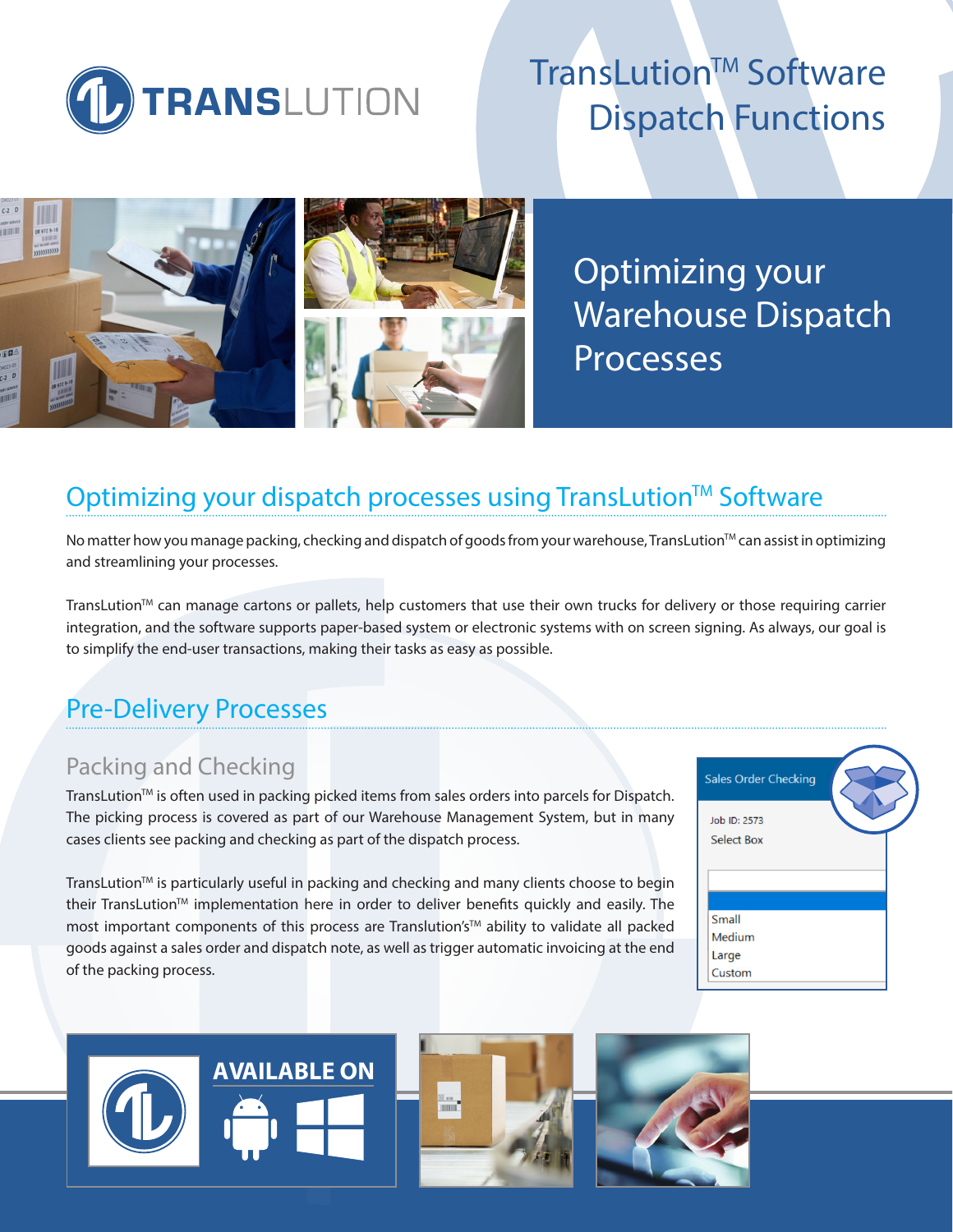# TransLution™ Software Dispatch Functions

## Optimizing your Warehouse Dispatch Processes

## Optimizing your dispatch processes using TransLution™ Software

No matter how you manage packing, checking and dispatch of goods from your warehouse, TransLution™ can assist in optimizing and streamlining your processes.

TransLution™ can manage cartons or pallets, help customers that use their own trucks for delivery or those requiring carrier integration, and the software supports paper-based system or electronic systems with on screen signing. As always, our goal is to simplify the end-user transactions, making their tasks as easy as possible.

## Pre-Delivery Processes

### Packing and Checking

TransLution™ is often used in packing picked items from sales orders into parcels for Dispatch. The picking process is covered as part of our Warehouse Management System, but in many cases clients see packing and checking as part of the dispatch process.

TransLution™ is particularly useful in packing and checking and many clients choose to begin their TransLution™ implementation here in order to deliver benefits quickly and easily. The most important components of this process are Translution's™ ability to validate all packed goods against a sales order and dispatch note, as well as trigger automatic invoicing at the end of the packing process.

Sales Order Checking

Job ID: 2573

Select Box

Small
Medium
Large
Custom

AVAILABLE ON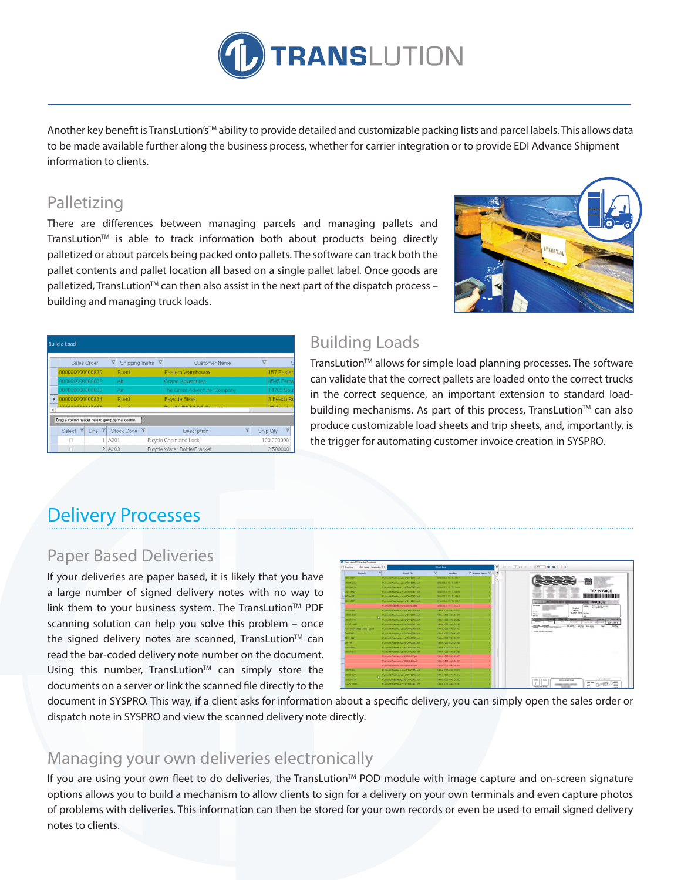Another key benefit is TransLution's™ ability to provide detailed and customizable packing lists and parcel labels. This allows data to be made available further along the business process, whether for carrier integration or to provide EDI Advance Shipment information to clients.

## Palletizing

There are differences between managing parcels and managing pallets and TransLution™ is able to track information both about products being directly palletized or about parcels being packed onto pallets. The software can track both the pallet contents and pallet location all based on a single pallet label. Once goods are palletized, TransLution™ can then also assist in the next part of the dispatch process – building and managing truck loads.

## Building Loads

TransLution™ allows for simple load planning processes. The software can validate that the correct pallets are loaded onto the correct trucks in the correct sequence, an important extension to standard load-building mechanisms. As part of this process, TransLution™ can also produce customizable load sheets and trip sheets, and, importantly, is the trigger for automating customer invoice creation in SYSPRO.

# Delivery Processes

## Paper Based Deliveries

If your deliveries are paper based, it is likely that you have a large number of signed delivery notes with no way to link them to your business system. The TransLution™ PDF scanning solution can help you solve this problem – once the signed delivery notes are scanned, TransLution™ can read the bar-coded delivery note number on the document. Using this number, TransLution™ can simply store the documents on a server or link the scanned file directly to the document in SYSPRO. This way, if a client asks for information about a specific delivery, you can simply open the sales order or dispatch note in SYSPRO and view the scanned delivery note directly.

## Managing your own deliveries electronically

If you are using your own fleet to do deliveries, the TransLution™ POD module with image capture and on-screen signature options allows you to build a mechanism to allow clients to sign for a delivery on your own terminals and even capture photos of problems with deliveries. This information can then be stored for your own records or even be used to email signed delivery notes to clients.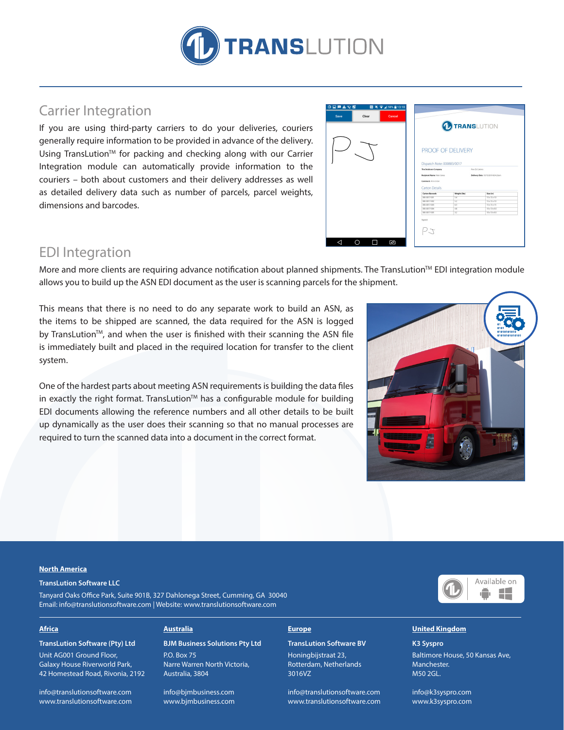## Carrier Integration

If you are using third-party carriers to do your deliveries, couriers generally require information to be provided in advance of the delivery. Using TransLution™ for packing and checking along with our Carrier Integration module can automatically provide information to the couriers – both about customers and their delivery addresses as well as detailed delivery data such as number of parcels, parcel weights, dimensions and barcodes.

## EDI Integration

More and more clients are requiring advance notification about planned shipments. The TransLution™ EDI integration module allows you to build up the ASN EDI document as the user is scanning parcels for the shipment.

This means that there is no need to do any separate work to build an ASN, as the items to be shipped are scanned, the data required for the ASN is logged by TransLution™, and when the user is finished with their scanning the ASN file is immediately built and placed in the required location for transfer to the client system.

One of the hardest parts about meeting ASN requirements is building the data files in exactly the right format. TransLution™ has a configurable module for building EDI documents allowing the reference numbers and all other details to be built up dynamically as the user does their scanning so that no manual processes are required to turn the scanned data into a document in the correct format.

**North America**

**TransLution Software LLC**

Tanyard Oaks Office Park, Suite 901B, 327 Dahlonega Street, Cumming, GA 30040
Email: info@translutionsoftware.com | Website: www.translutionsoftware.com

Available on

**Africa**

**TransLution Software (Pty) Ltd**

Unit AG001 Ground Floor,
Galaxy House Riverworld Park,
42 Homestead Road, Rivonia, 2192

info@translutionsoftware.com
www.translutionsoftware.com

**Australia**

**BJM Business Solutions Pty Ltd**

P.O. Box 75
Narre Warren North Victoria,
Australia, 3804

info@bjmbusiness.com
www.bjmbusiness.com

**Europe**

**TransLution Software BV**

Honingbijstraat 23,
Rotterdam, Netherlands
3016VZ

info@translutionsoftware.com
www.translutionsoftware.com

**United Kingdom**

**K3 Syspro**

Baltimore House, 50 Kansas Ave,
Manchester.
M50 2GL.

info@k3syspro.com
www.k3syspro.com